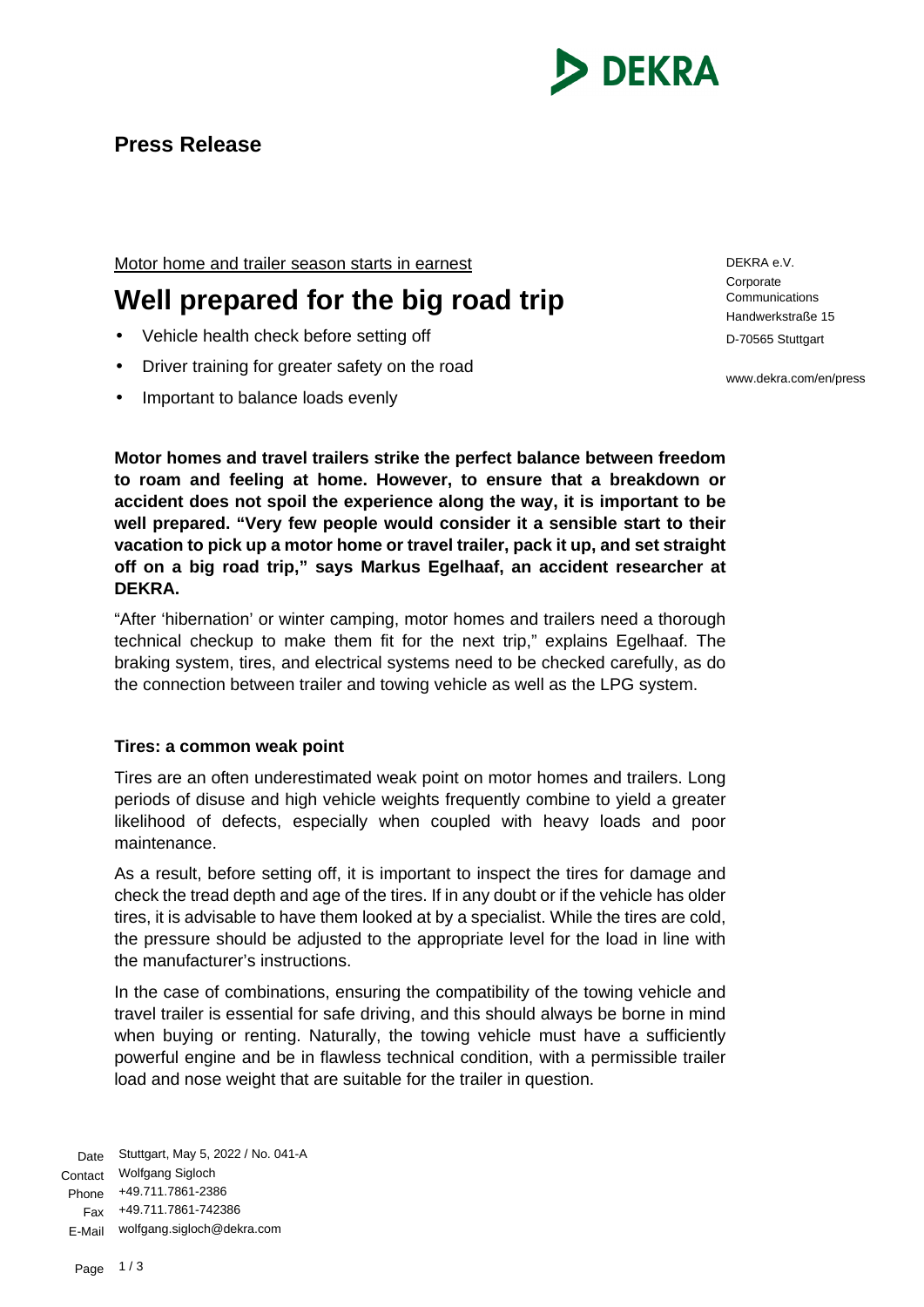# Press Release

Motor home and trailer season starts in earnest

## Well prepared for the big road trip

- Vehicle health check before setting off
- Driver training for greater safety on the road
- Important to balance loads evenly

DEKRA e.V.
Corporate Communications
Handwerkstraße 15
D-70565 Stuttgart

www.dekra.com/en/press

**Motor homes and travel trailers strike the perfect balance between freedom to roam and feeling at home. However, to ensure that a breakdown or accident does not spoil the experience along the way, it is important to be well prepared. "Very few people would consider it a sensible start to their vacation to pick up a motor home or travel trailer, pack it up, and set straight off on a big road trip," says Markus Egelhaaf, an accident researcher at DEKRA.**

"After 'hibernation' or winter camping, motor homes and trailers need a thorough technical checkup to make them fit for the next trip," explains Egelhaaf. The braking system, tires, and electrical systems need to be checked carefully, as do the connection between trailer and towing vehicle as well as the LPG system.

### Tires: a common weak point

Tires are an often underestimated weak point on motor homes and trailers. Long periods of disuse and high vehicle weights frequently combine to yield a greater likelihood of defects, especially when coupled with heavy loads and poor maintenance.

As a result, before setting off, it is important to inspect the tires for damage and check the tread depth and age of the tires. If in any doubt or if the vehicle has older tires, it is advisable to have them looked at by a specialist. While the tires are cold, the pressure should be adjusted to the appropriate level for the load in line with the manufacturer's instructions.

In the case of combinations, ensuring the compatibility of the towing vehicle and travel trailer is essential for safe driving, and this should always be borne in mind when buying or renting. Naturally, the towing vehicle must have a sufficiently powerful engine and be in flawless technical condition, with a permissible trailer load and nose weight that are suitable for the trailer in question.

Date: Stuttgart, May 5, 2022 / No. 041-A
Contact: Wolfgang Sigloch
Phone: +49.711.7861-2386
Fax: +49.711.7861-742386
E-Mail: wolfgang.sigloch@dekra.com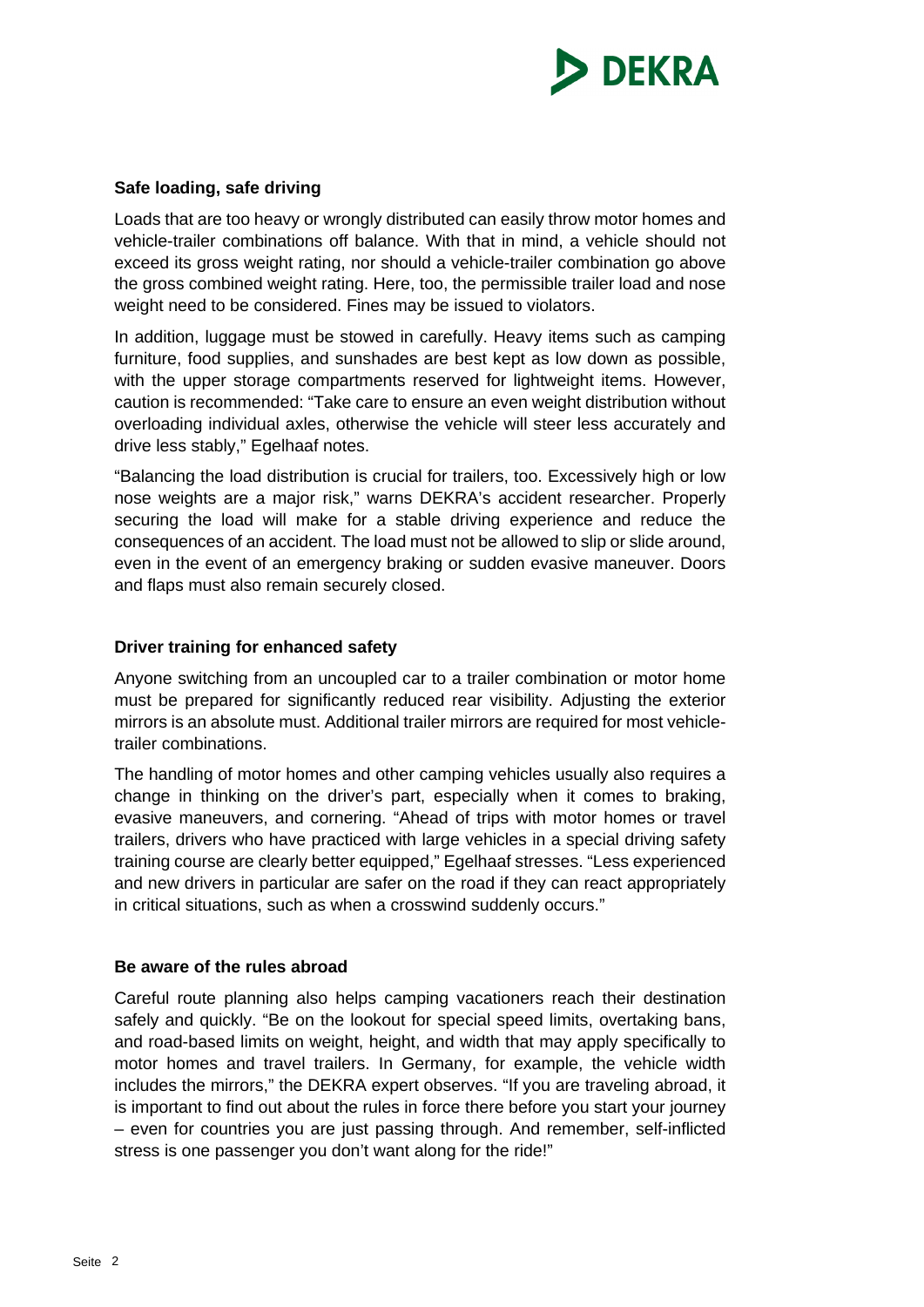**Safe loading, safe driving**

Loads that are too heavy or wrongly distributed can easily throw motor homes and vehicle-trailer combinations off balance. With that in mind, a vehicle should not exceed its gross weight rating, nor should a vehicle-trailer combination go above the gross combined weight rating. Here, too, the permissible trailer load and nose weight need to be considered. Fines may be issued to violators.

In addition, luggage must be stowed in carefully. Heavy items such as camping furniture, food supplies, and sunshades are best kept as low down as possible, with the upper storage compartments reserved for lightweight items. However, caution is recommended: "Take care to ensure an even weight distribution without overloading individual axles, otherwise the vehicle will steer less accurately and drive less stably," Egelhaaf notes.

"Balancing the load distribution is crucial for trailers, too. Excessively high or low nose weights are a major risk," warns DEKRA's accident researcher. Properly securing the load will make for a stable driving experience and reduce the consequences of an accident. The load must not be allowed to slip or slide around, even in the event of an emergency braking or sudden evasive maneuver. Doors and flaps must also remain securely closed.

**Driver training for enhanced safety**

Anyone switching from an uncoupled car to a trailer combination or motor home must be prepared for significantly reduced rear visibility. Adjusting the exterior mirrors is an absolute must. Additional trailer mirrors are required for most vehicle-trailer combinations.

The handling of motor homes and other camping vehicles usually also requires a change in thinking on the driver's part, especially when it comes to braking, evasive maneuvers, and cornering. "Ahead of trips with motor homes or travel trailers, drivers who have practiced with large vehicles in a special driving safety training course are clearly better equipped," Egelhaaf stresses. "Less experienced and new drivers in particular are safer on the road if they can react appropriately in critical situations, such as when a crosswind suddenly occurs."

**Be aware of the rules abroad**

Careful route planning also helps camping vacationers reach their destination safely and quickly. "Be on the lookout for special speed limits, overtaking bans, and road-based limits on weight, height, and width that may apply specifically to motor homes and travel trailers. In Germany, for example, the vehicle width includes the mirrors," the DEKRA expert observes. "If you are traveling abroad, it is important to find out about the rules in force there before you start your journey – even for countries you are just passing through. And remember, self-inflicted stress is one passenger you don't want along for the ride!"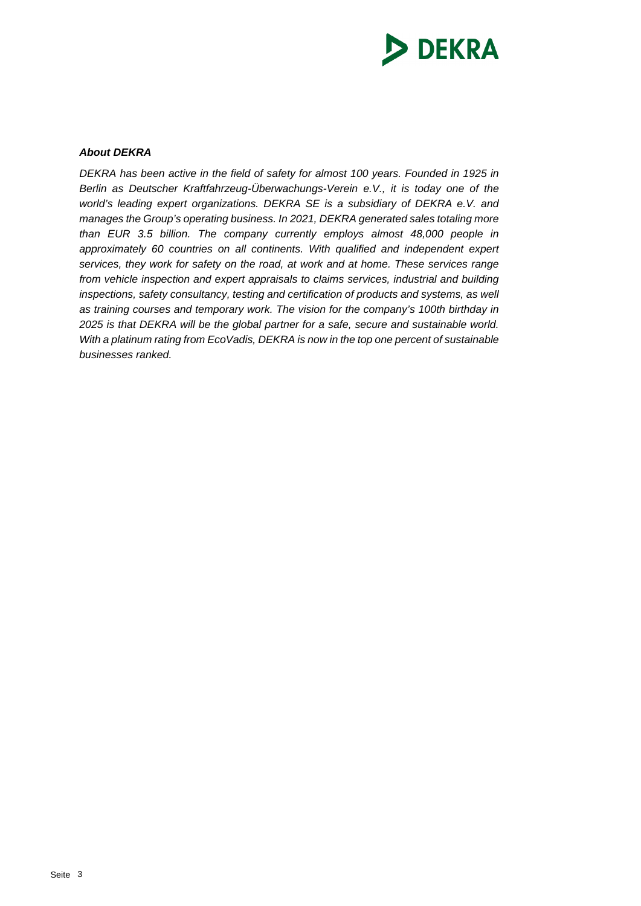***About DEKRA***

*DEKRA has been active in the field of safety for almost 100 years. Founded in 1925 in Berlin as Deutscher Kraftfahrzeug-Überwachungs-Verein e.V., it is today one of the world's leading expert organizations. DEKRA SE is a subsidiary of DEKRA e.V. and manages the Group's operating business. In 2021, DEKRA generated sales totaling more than EUR 3.5 billion. The company currently employs almost 48,000 people in approximately 60 countries on all continents. With qualified and independent expert services, they work for safety on the road, at work and at home. These services range from vehicle inspection and expert appraisals to claims services, industrial and building inspections, safety consultancy, testing and certification of products and systems, as well as training courses and temporary work. The vision for the company's 100th birthday in 2025 is that DEKRA will be the global partner for a safe, secure and sustainable world. With a platinum rating from EcoVadis, DEKRA is now in the top one percent of sustainable businesses ranked.*